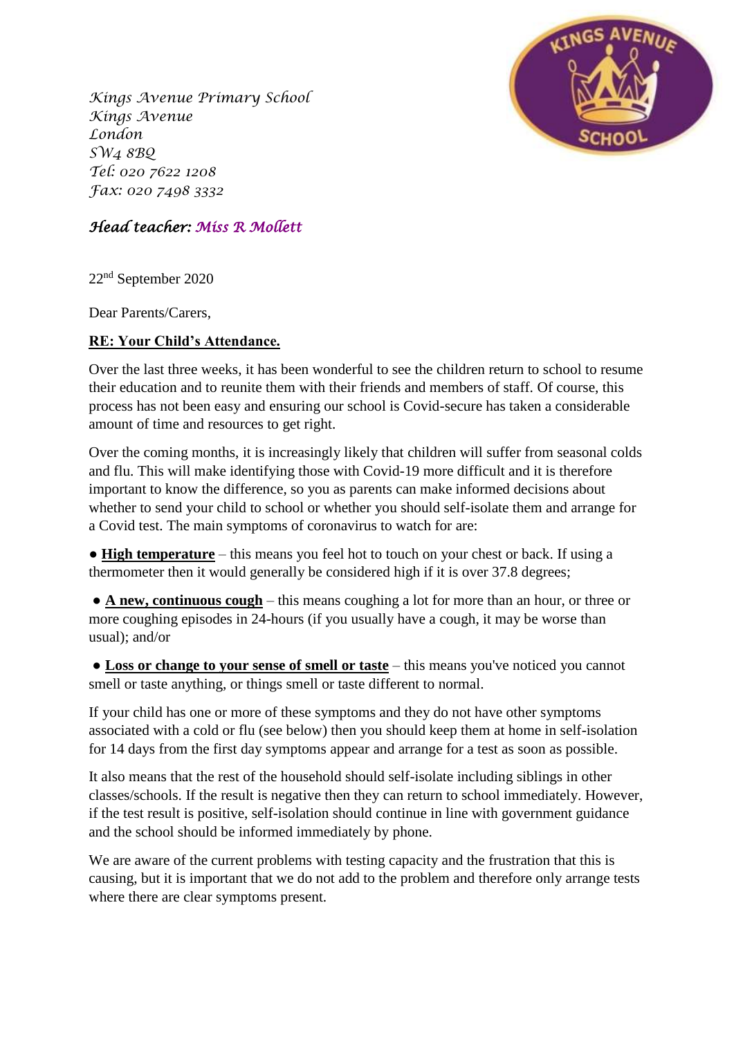*Kings Avenue Primary School*
*Kings Avenue*
*London*
*SW4 8BQ*
*Tel: 020 7622 1208*
*Fax: 020 7498 3332*

***Head teacher:*** ***Miss R Mollett***

22nd September 2020

Dear Parents/Carers,

**RE: Your Child's Attendance.**

Over the last three weeks, it has been wonderful to see the children return to school to resume their education and to reunite them with their friends and members of staff. Of course, this process has not been easy and ensuring our school is Covid-secure has taken a considerable amount of time and resources to get right.

Over the coming months, it is increasingly likely that children will suffer from seasonal colds and flu. This will make identifying those with Covid-19 more difficult and it is therefore important to know the difference, so you as parents can make informed decisions about whether to send your child to school or whether you should self-isolate them and arrange for a Covid test. The main symptoms of coronavirus to watch for are:

● **High temperature** – this means you feel hot to touch on your chest or back. If using a thermometer then it would generally be considered high if it is over 37.8 degrees;

● **A new, continuous cough** – this means coughing a lot for more than an hour, or three or more coughing episodes in 24-hours (if you usually have a cough, it may be worse than usual); and/or

● **Loss or change to your sense of smell or taste** – this means you've noticed you cannot smell or taste anything, or things smell or taste different to normal.

If your child has one or more of these symptoms and they do not have other symptoms associated with a cold or flu (see below) then you should keep them at home in self-isolation for 14 days from the first day symptoms appear and arrange for a test as soon as possible.

It also means that the rest of the household should self-isolate including siblings in other classes/schools. If the result is negative then they can return to school immediately. However, if the test result is positive, self-isolation should continue in line with government guidance and the school should be informed immediately by phone.

We are aware of the current problems with testing capacity and the frustration that this is causing, but it is important that we do not add to the problem and therefore only arrange tests where there are clear symptoms present.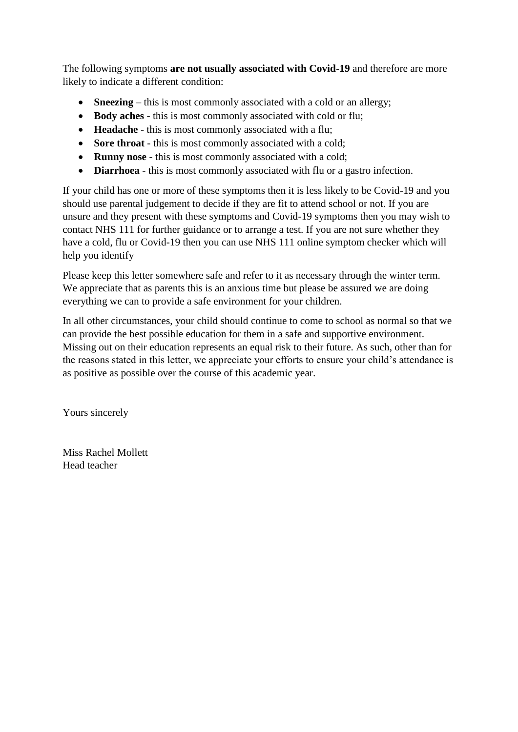The following symptoms **are not usually associated with Covid-19** and therefore are more likely to indicate a different condition:

- **Sneezing** – this is most commonly associated with a cold or an allergy;
- **Body aches** - this is most commonly associated with cold or flu;
- **Headache** - this is most commonly associated with a flu;
- **Sore throat** - this is most commonly associated with a cold;
- **Runny nose** - this is most commonly associated with a cold;
- **Diarrhoea** - this is most commonly associated with flu or a gastro infection.

If your child has one or more of these symptoms then it is less likely to be Covid-19 and you should use parental judgement to decide if they are fit to attend school or not. If you are unsure and they present with these symptoms and Covid-19 symptoms then you may wish to contact NHS 111 for further guidance or to arrange a test. If you are not sure whether they have a cold, flu or Covid-19 then you can use NHS 111 online symptom checker which will help you identify

Please keep this letter somewhere safe and refer to it as necessary through the winter term. We appreciate that as parents this is an anxious time but please be assured we are doing everything we can to provide a safe environment for your children.

In all other circumstances, your child should continue to come to school as normal so that we can provide the best possible education for them in a safe and supportive environment. Missing out on their education represents an equal risk to their future. As such, other than for the reasons stated in this letter, we appreciate your efforts to ensure your child's attendance is as positive as possible over the course of this academic year.

Yours sincerely

Miss Rachel Mollett
Head teacher